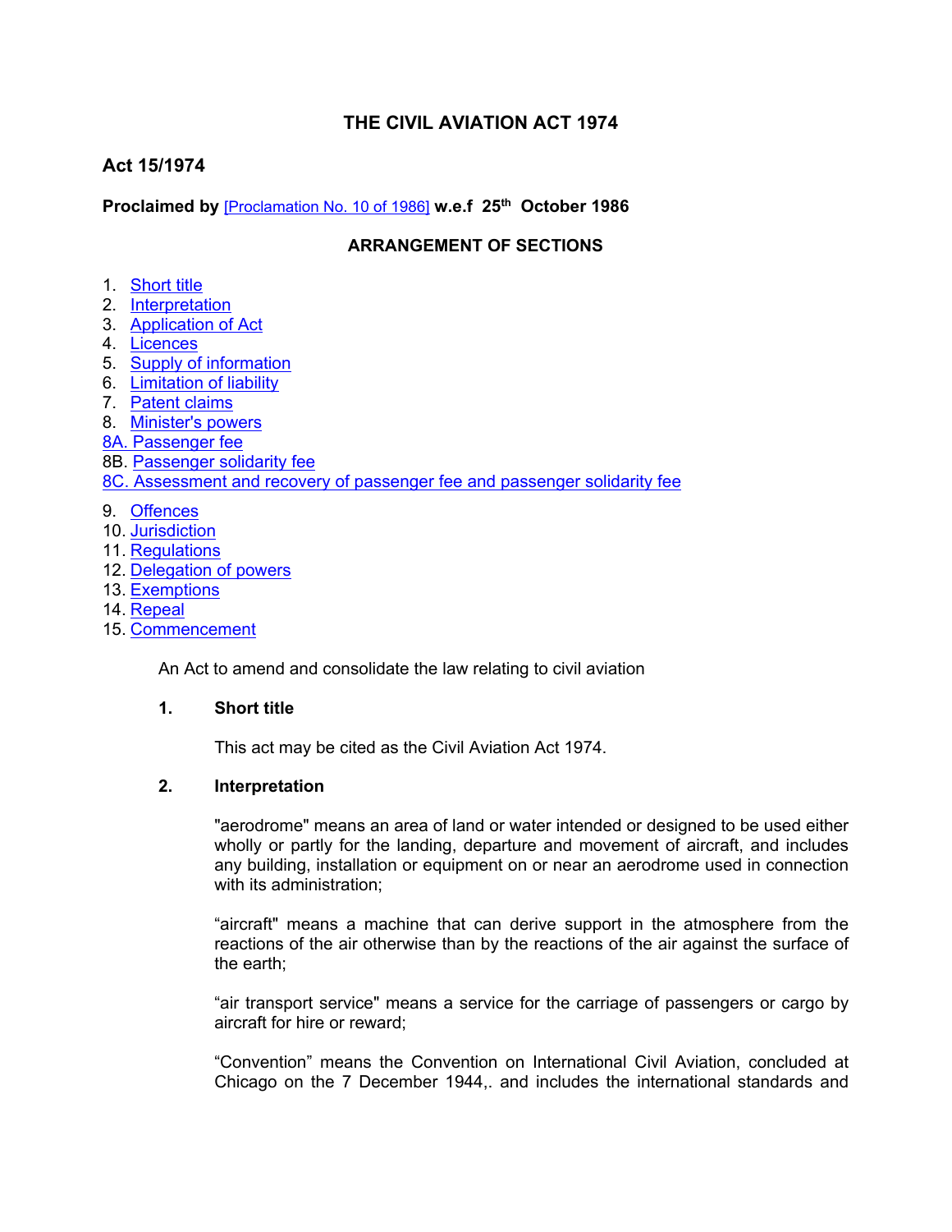# THE CIVIL AVIATION ACT 1974

## Act 15/1974

**Proclaimed by** [Proclamation No. 10 of 1986] **w.e.f 25th October 1986**

### ARRANGEMENT OF SECTIONS

1. Short title
2. Interpretation
3. Application of Act
4. Licences
5. Supply of information
6. Limitation of liability
7. Patent claims
8. Minister's powers

8A. Passenger fee

8B. Passenger solidarity fee

8C. Assessment and recovery of passenger fee and passenger solidarity fee

9. Offences
10. Jurisdiction
11. Regulations
12. Delegation of powers
13. Exemptions
14. Repeal
15. Commencement

An Act to amend and consolidate the law relating to civil aviation

**1. Short title**

This act may be cited as the Civil Aviation Act 1974.

**2. Interpretation**

"aerodrome" means an area of land or water intended or designed to be used either wholly or partly for the landing, departure and movement of aircraft, and includes any building, installation or equipment on or near an aerodrome used in connection with its administration;

"aircraft" means a machine that can derive support in the atmosphere from the reactions of the air otherwise than by the reactions of the air against the surface of the earth;

"air transport service" means a service for the carriage of passengers or cargo by aircraft for hire or reward;

"Convention" means the Convention on International Civil Aviation, concluded at Chicago on the 7 December 1944,. and includes the international standards and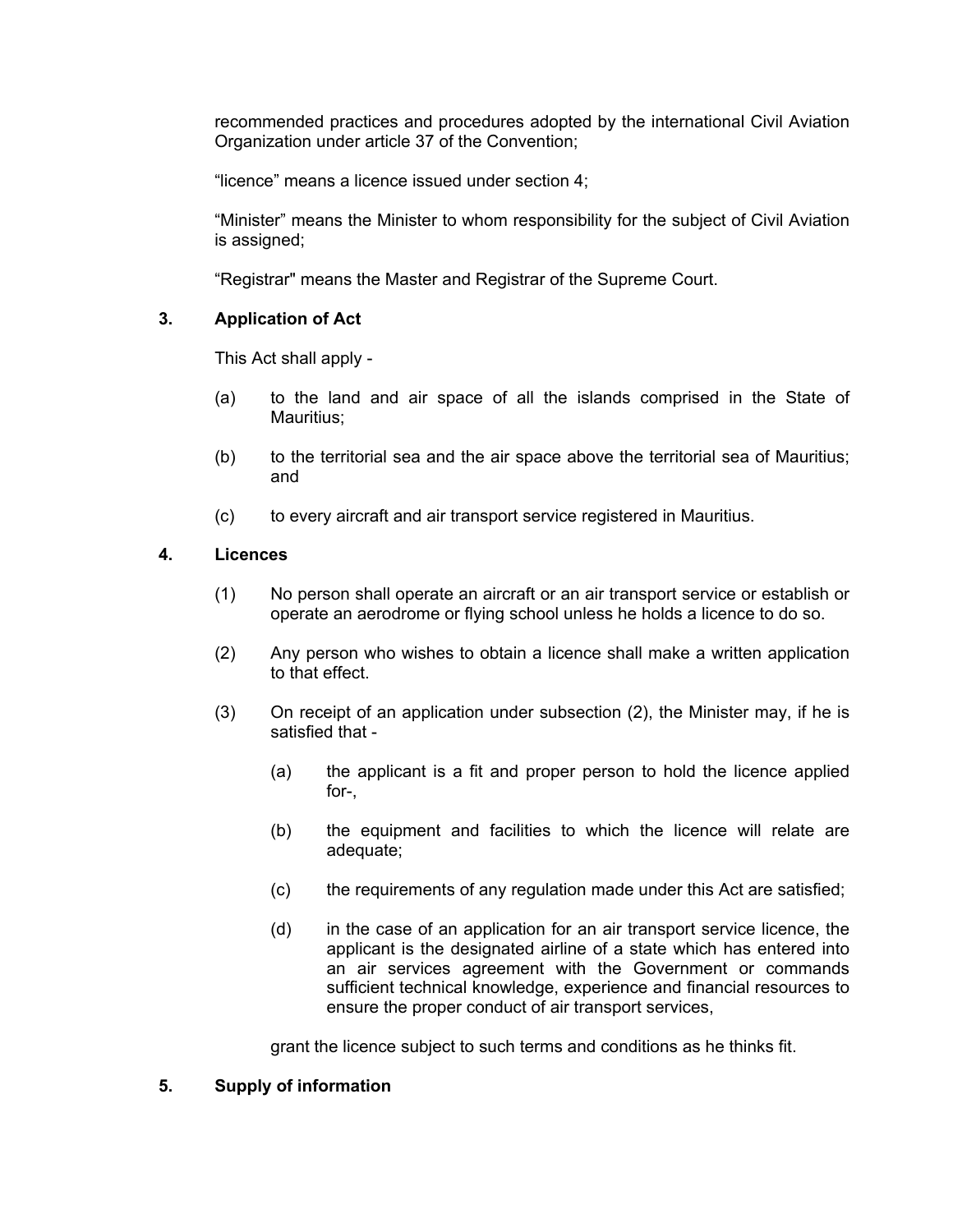recommended practices and procedures adopted by the international Civil Aviation Organization under article 37 of the Convention;

"licence" means a licence issued under section 4;

"Minister" means the Minister to whom responsibility for the subject of Civil Aviation is assigned;

"Registrar" means the Master and Registrar of the Supreme Court.

**3. Application of Act**

This Act shall apply -

(a) to the land and air space of all the islands comprised in the State of Mauritius;

(b) to the territorial sea and the air space above the territorial sea of Mauritius; and

(c) to every aircraft and air transport service registered in Mauritius.

**4. Licences**

(1) No person shall operate an aircraft or an air transport service or establish or operate an aerodrome or flying school unless he holds a licence to do so.

(2) Any person who wishes to obtain a licence shall make a written application to that effect.

(3) On receipt of an application under subsection (2), the Minister may, if he is satisfied that -

(a) the applicant is a fit and proper person to hold the licence applied for-,

(b) the equipment and facilities to which the licence will relate are adequate;

(c) the requirements of any regulation made under this Act are satisfied;

(d) in the case of an application for an air transport service licence, the applicant is the designated airline of a state which has entered into an air services agreement with the Government or commands sufficient technical knowledge, experience and financial resources to ensure the proper conduct of air transport services,

grant the licence subject to such terms and conditions as he thinks fit.

**5. Supply of information**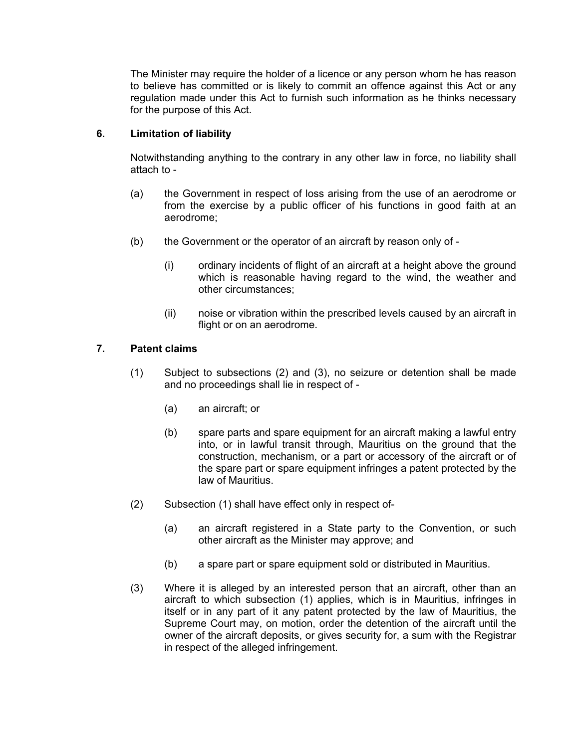The Minister may require the holder of a licence or any person whom he has reason to believe has committed or is likely to commit an offence against this Act or any regulation made under this Act to furnish such information as he thinks necessary for the purpose of this Act.

### 6. Limitation of liability

Notwithstanding anything to the contrary in any other law in force, no liability shall attach to -

(a) the Government in respect of loss arising from the use of an aerodrome or from the exercise by a public officer of his functions in good faith at an aerodrome;

(b) the Government or the operator of an aircraft by reason only of -

(i) ordinary incidents of flight of an aircraft at a height above the ground which is reasonable having regard to the wind, the weather and other circumstances;

(ii) noise or vibration within the prescribed levels caused by an aircraft in flight or on an aerodrome.

### 7. Patent claims

(1) Subject to subsections (2) and (3), no seizure or detention shall be made and no proceedings shall lie in respect of -

(a) an aircraft; or

(b) spare parts and spare equipment for an aircraft making a lawful entry into, or in lawful transit through, Mauritius on the ground that the construction, mechanism, or a part or accessory of the aircraft or of the spare part or spare equipment infringes a patent protected by the law of Mauritius.

(2) Subsection (1) shall have effect only in respect of-

(a) an aircraft registered in a State party to the Convention, or such other aircraft as the Minister may approve; and

(b) a spare part or spare equipment sold or distributed in Mauritius.

(3) Where it is alleged by an interested person that an aircraft, other than an aircraft to which subsection (1) applies, which is in Mauritius, infringes in itself or in any part of it any patent protected by the law of Mauritius, the Supreme Court may, on motion, order the detention of the aircraft until the owner of the aircraft deposits, or gives security for, a sum with the Registrar in respect of the alleged infringement.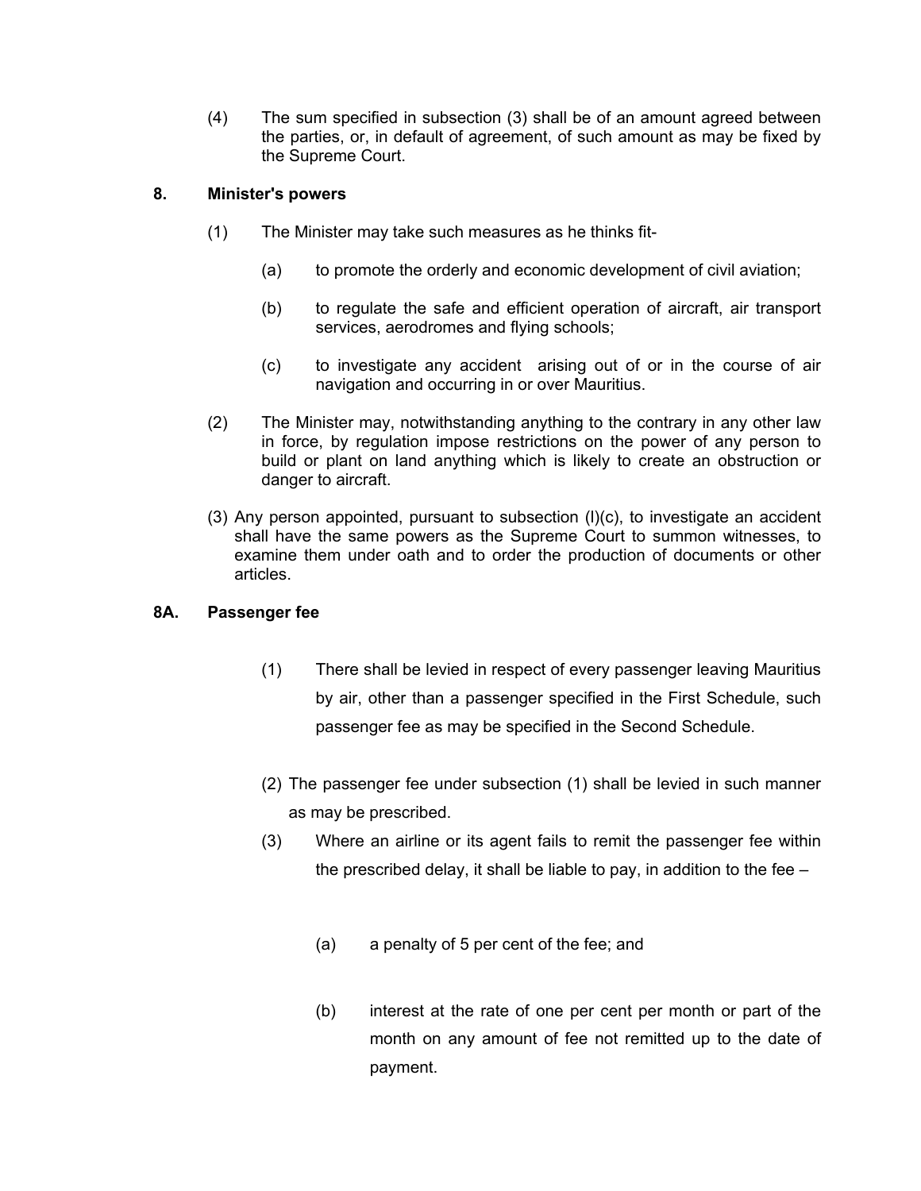(4) The sum specified in subsection (3) shall be of an amount agreed between the parties, or, in default of agreement, of such amount as may be fixed by the Supreme Court.

### 8. Minister's powers

(1) The Minister may take such measures as he thinks fit-

(a) to promote the orderly and economic development of civil aviation;

(b) to regulate the safe and efficient operation of aircraft, air transport services, aerodromes and flying schools;

(c) to investigate any accident arising out of or in the course of air navigation and occurring in or over Mauritius.

(2) The Minister may, notwithstanding anything to the contrary in any other law in force, by regulation impose restrictions on the power of any person to build or plant on land anything which is likely to create an obstruction or danger to aircraft.

(3) Any person appointed, pursuant to subsection (l)(c), to investigate an accident shall have the same powers as the Supreme Court to summon witnesses, to examine them under oath and to order the production of documents or other articles.

### 8A. Passenger fee

(1) There shall be levied in respect of every passenger leaving Mauritius by air, other than a passenger specified in the First Schedule, such passenger fee as may be specified in the Second Schedule.

(2) The passenger fee under subsection (1) shall be levied in such manner as may be prescribed.

(3) Where an airline or its agent fails to remit the passenger fee within the prescribed delay, it shall be liable to pay, in addition to the fee –

(a) a penalty of 5 per cent of the fee; and

(b) interest at the rate of one per cent per month or part of the month on any amount of fee not remitted up to the date of payment.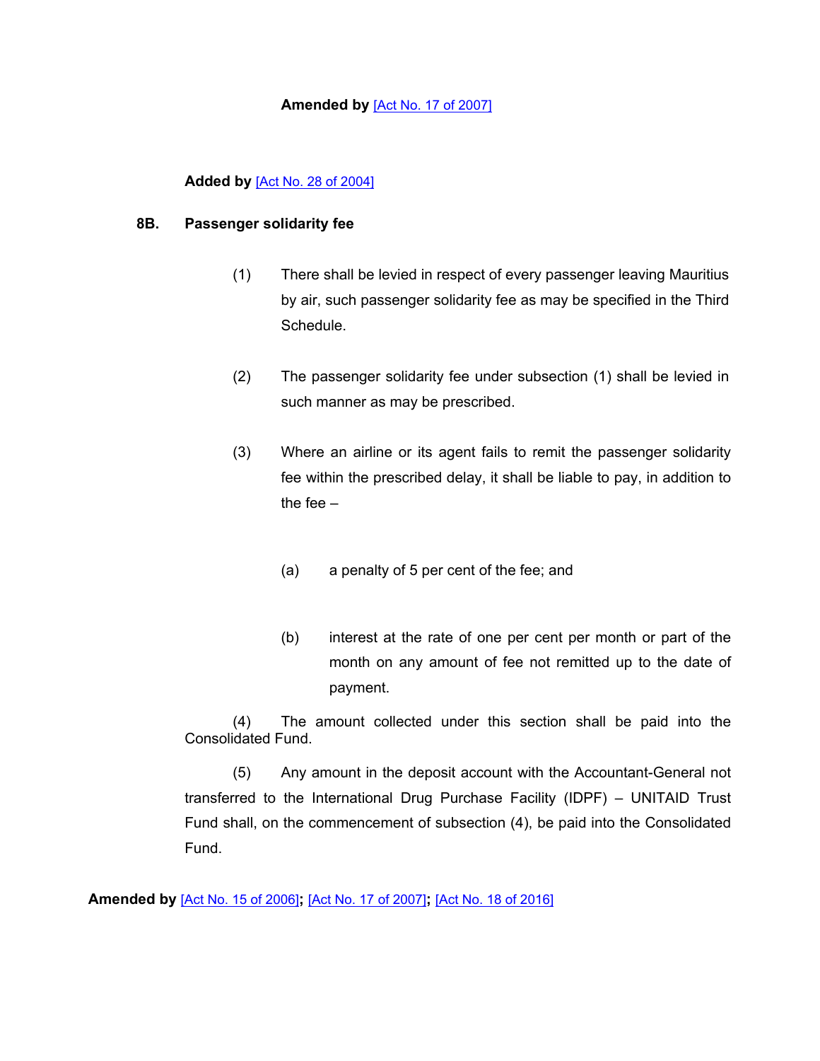**Amended by** [Act No. 17 of 2007]

**Added by** [Act No. 28 of 2004]

**8B. Passenger solidarity fee**

(1) There shall be levied in respect of every passenger leaving Mauritius by air, such passenger solidarity fee as may be specified in the Third Schedule.

(2) The passenger solidarity fee under subsection (1) shall be levied in such manner as may be prescribed.

(3) Where an airline or its agent fails to remit the passenger solidarity fee within the prescribed delay, it shall be liable to pay, in addition to the fee –

(a) a penalty of 5 per cent of the fee; and

(b) interest at the rate of one per cent per month or part of the month on any amount of fee not remitted up to the date of payment.

(4) The amount collected under this section shall be paid into the Consolidated Fund.

(5) Any amount in the deposit account with the Accountant-General not transferred to the International Drug Purchase Facility (IDPF) – UNITAID Trust Fund shall, on the commencement of subsection (4), be paid into the Consolidated Fund.

**Amended by** [Act No. 15 of 2006]**;** [Act No. 17 of 2007]**;** [Act No. 18 of 2016]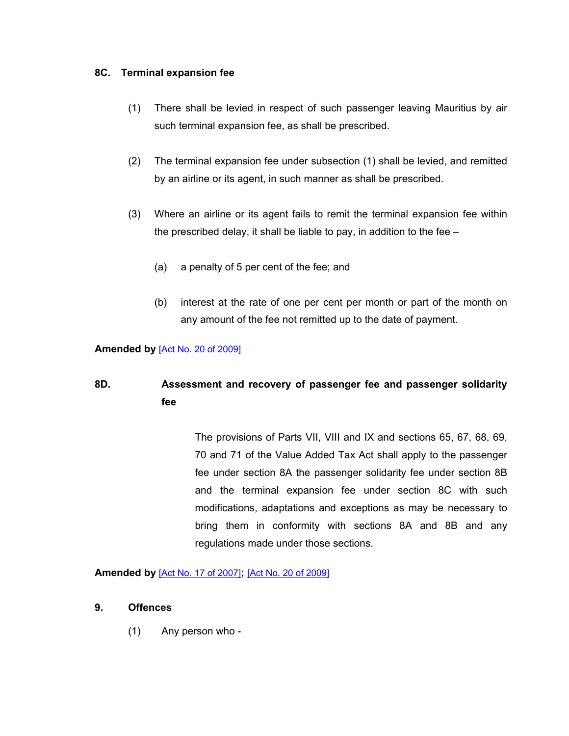### 8C. Terminal expansion fee

(1) There shall be levied in respect of such passenger leaving Mauritius by air such terminal expansion fee, as shall be prescribed.

(2) The terminal expansion fee under subsection (1) shall be levied, and remitted by an airline or its agent, in such manner as shall be prescribed.

(3) Where an airline or its agent fails to remit the terminal expansion fee within the prescribed delay, it shall be liable to pay, in addition to the fee –

(a) a penalty of 5 per cent of the fee; and

(b) interest at the rate of one per cent per month or part of the month on any amount of the fee not remitted up to the date of payment.

**Amended by** [Act No. 20 of 2009]

### 8D. Assessment and recovery of passenger fee and passenger solidarity fee

The provisions of Parts VII, VIII and IX and sections 65, 67, 68, 69, 70 and 71 of the Value Added Tax Act shall apply to the passenger fee under section 8A the passenger solidarity fee under section 8B and the terminal expansion fee under section 8C with such modifications, adaptations and exceptions as may be necessary to bring them in conformity with sections 8A and 8B and any regulations made under those sections.

**Amended by** [Act No. 17 of 2007]**;** [Act No. 20 of 2009]

### 9. Offences

(1) Any person who -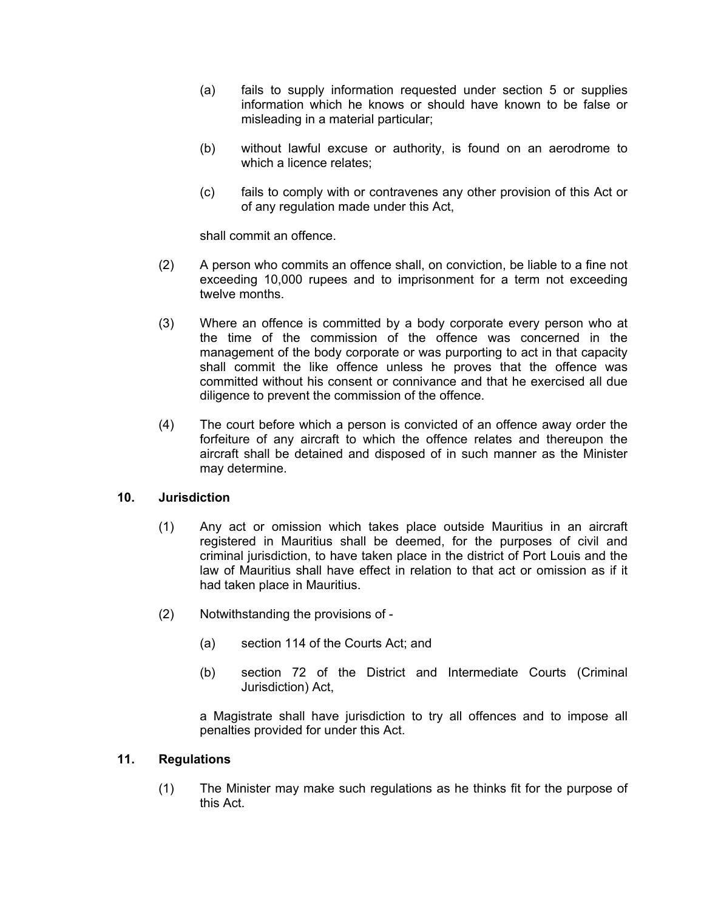(a) fails to supply information requested under section 5 or supplies information which he knows or should have known to be false or misleading in a material particular;

(b) without lawful excuse or authority, is found on an aerodrome to which a licence relates;

(c) fails to comply with or contravenes any other provision of this Act or of any regulation made under this Act,

shall commit an offence.

(2) A person who commits an offence shall, on conviction, be liable to a fine not exceeding 10,000 rupees and to imprisonment for a term not exceeding twelve months.

(3) Where an offence is committed by a body corporate every person who at the time of the commission of the offence was concerned in the management of the body corporate or was purporting to act in that capacity shall commit the like offence unless he proves that the offence was committed without his consent or connivance and that he exercised all due diligence to prevent the commission of the offence.

(4) The court before which a person is convicted of an offence away order the forfeiture of any aircraft to which the offence relates and thereupon the aircraft shall be detained and disposed of in such manner as the Minister may determine.

**10. Jurisdiction**

(1) Any act or omission which takes place outside Mauritius in an aircraft registered in Mauritius shall be deemed, for the purposes of civil and criminal jurisdiction, to have taken place in the district of Port Louis and the law of Mauritius shall have effect in relation to that act or omission as if it had taken place in Mauritius.

(2) Notwithstanding the provisions of -

(a) section 114 of the Courts Act; and

(b) section 72 of the District and Intermediate Courts (Criminal Jurisdiction) Act,

a Magistrate shall have jurisdiction to try all offences and to impose all penalties provided for under this Act.

**11. Regulations**

(1) The Minister may make such regulations as he thinks fit for the purpose of this Act.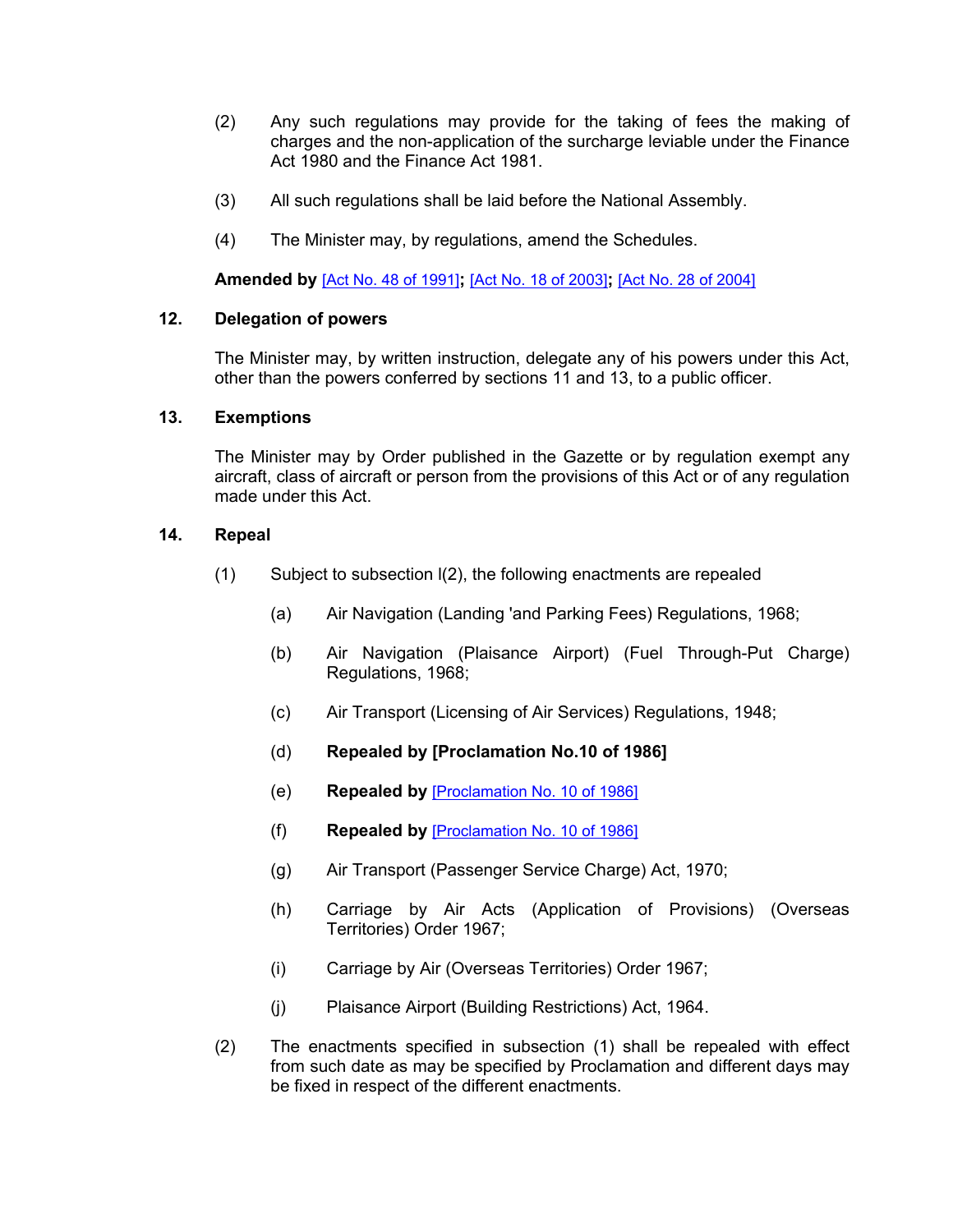(2) Any such regulations may provide for the taking of fees the making of charges and the non-application of the surcharge leviable under the Finance Act 1980 and the Finance Act 1981.

(3) All such regulations shall be laid before the National Assembly.

(4) The Minister may, by regulations, amend the Schedules.

**Amended by** [Act No. 48 of 1991]**;** [Act No. 18 of 2003]**;** [Act No. 28 of 2004]

## 12. Delegation of powers

The Minister may, by written instruction, delegate any of his powers under this Act, other than the powers conferred by sections 11 and 13, to a public officer.

## 13. Exemptions

The Minister may by Order published in the Gazette or by regulation exempt any aircraft, class of aircraft or person from the provisions of this Act or of any regulation made under this Act.

## 14. Repeal

(1) Subject to subsection l(2), the following enactments are repealed

(a) Air Navigation (Landing 'and Parking Fees) Regulations, 1968;

(b) Air Navigation (Plaisance Airport) (Fuel Through-Put Charge) Regulations, 1968;

(c) Air Transport (Licensing of Air Services) Regulations, 1948;

(d) **Repealed by [Proclamation No.10 of 1986]**

(e) **Repealed by** [Proclamation No. 10 of 1986]

(f) **Repealed by** [Proclamation No. 10 of 1986]

(g) Air Transport (Passenger Service Charge) Act, 1970;

(h) Carriage by Air Acts (Application of Provisions) (Overseas Territories) Order 1967;

(i) Carriage by Air (Overseas Territories) Order 1967;

(j) Plaisance Airport (Building Restrictions) Act, 1964.

(2) The enactments specified in subsection (1) shall be repealed with effect from such date as may be specified by Proclamation and different days may be fixed in respect of the different enactments.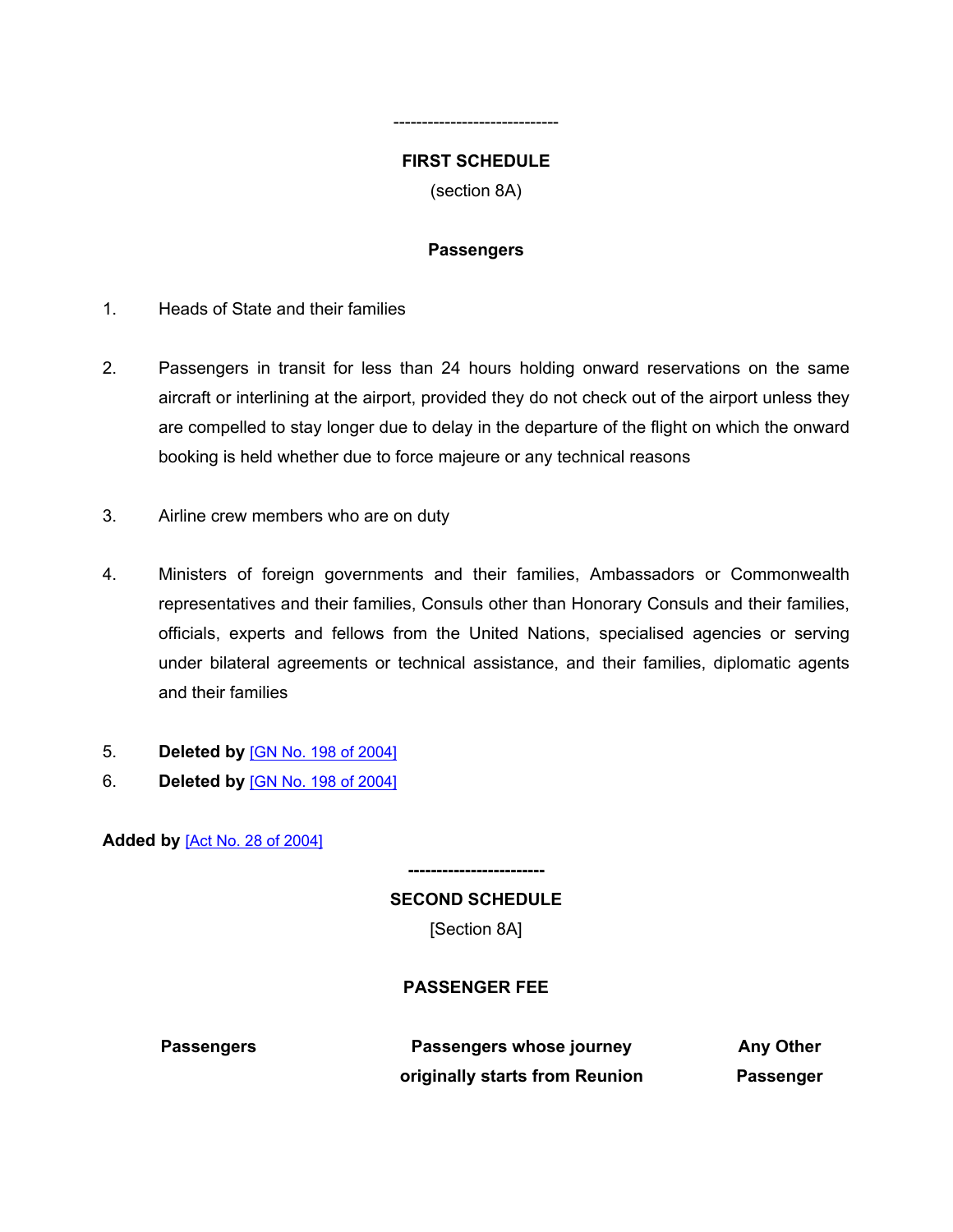----------------------------

**FIRST SCHEDULE**

(section 8A)

**Passengers**

1. Heads of State and their families

2. Passengers in transit for less than 24 hours holding onward reservations on the same aircraft or interlining at the airport, provided they do not check out of the airport unless they are compelled to stay longer due to delay in the departure of the flight on which the onward booking is held whether due to force majeure or any technical reasons

3. Airline crew members who are on duty

4. Ministers of foreign governments and their families, Ambassadors or Commonwealth representatives and their families, Consuls other than Honorary Consuls and their families, officials, experts and fellows from the United Nations, specialised agencies or serving under bilateral agreements or technical assistance, and their families, diplomatic agents and their families

5. **Deleted by** [GN No. 198 of 2004]
6. **Deleted by** [GN No. 198 of 2004]

**Added by** [Act No. 28 of 2004]

------------------------

**SECOND SCHEDULE**

[Section 8A]

**PASSENGER FEE**

| Passengers | Passengers whose journey originally starts from Reunion | Any Other Passenger |
|---|---|---|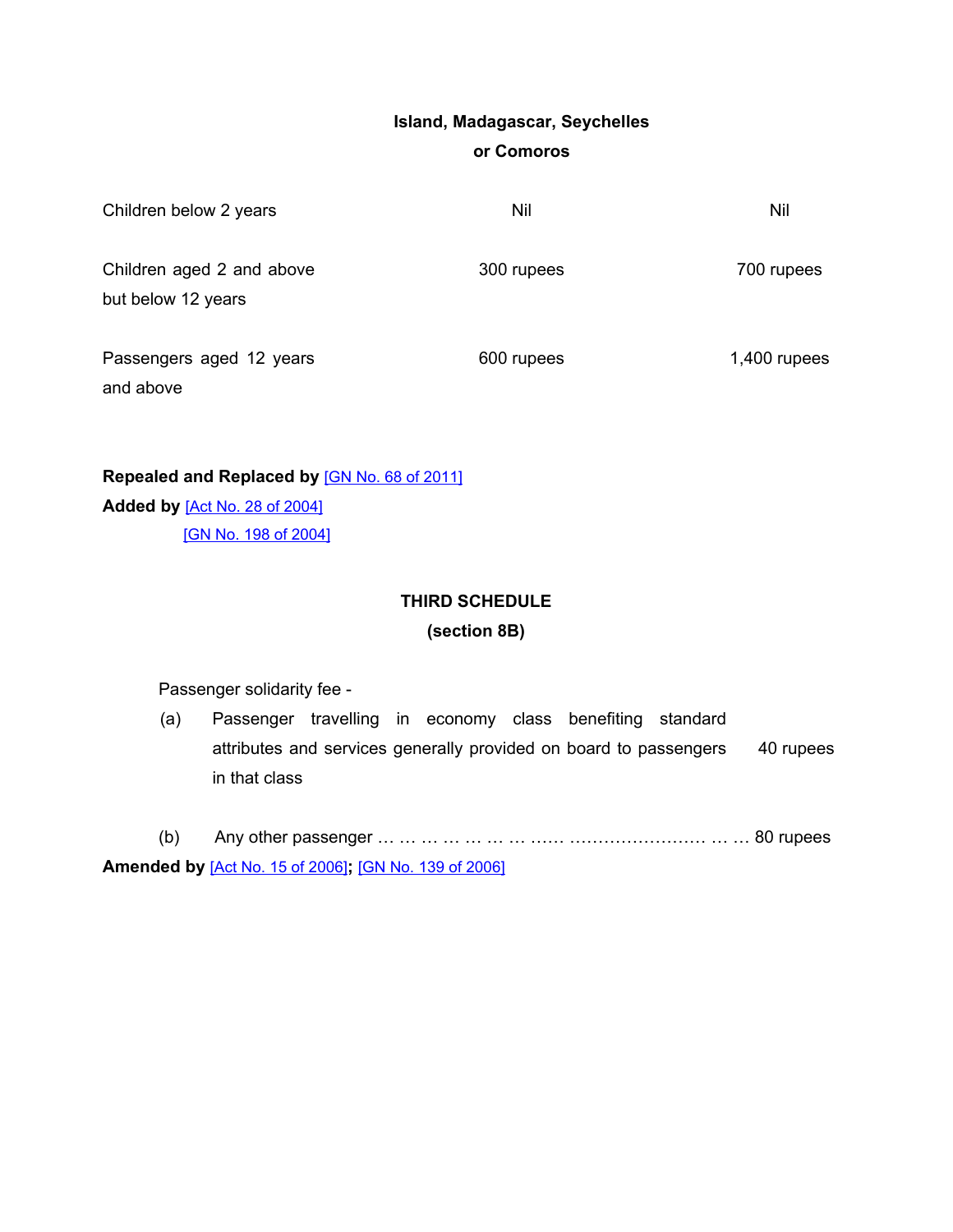| | Island, Madagascar, Seychelles or Comoros | |
|---|---|---|
| Children below 2 years | Nil | Nil |
| Children aged 2 and above but below 12 years | 300 rupees | 700 rupees |
| Passengers aged 12 years and above | 600 rupees | 1,400 rupees |

**Repealed and Replaced by** [GN No. 68 of 2011]

**Added by** [Act No. 28 of 2004]
[GN No. 198 of 2004]

## THIRD SCHEDULE
### (section 8B)

Passenger solidarity fee -

(a) Passenger travelling in economy class benefiting standard attributes and services generally provided on board to passengers in that class ... 40 rupees

(b) Any other passenger … … … … … … … …… …………………… … … 80 rupees

**Amended by** [Act No. 15 of 2006]**;** [GN No. 139 of 2006]